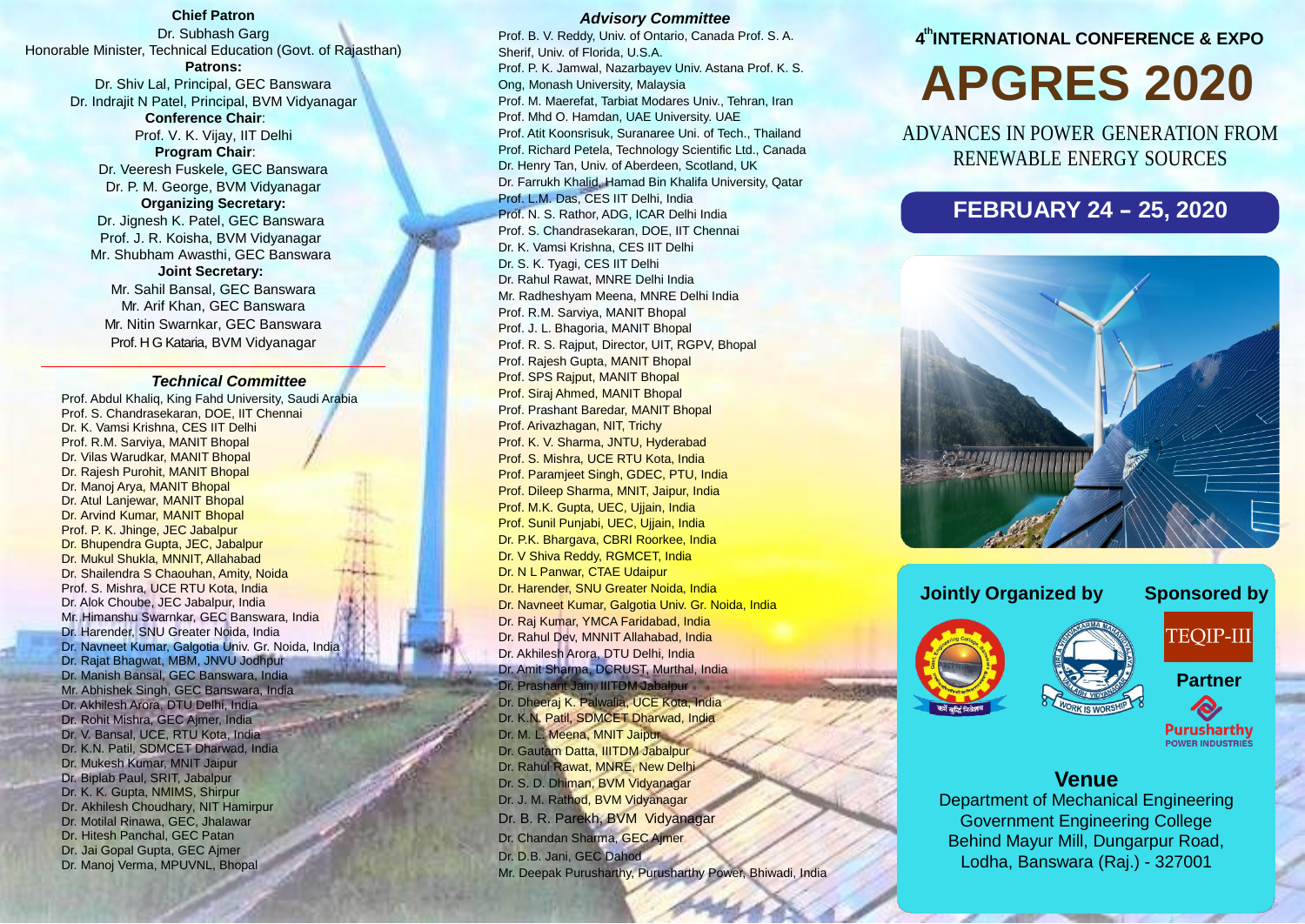# 4th INTERNATIONAL CONFERENCE & EXPO

# APGRES 2020

## ADVANCES IN POWER GENERATION FROM RENEWABLE ENERGY SOURCES

## FEBRUARY 24 – 25, 2020

**Jointly Organized by**

**Sponsored by**

TEQIP-III

**Partner**

Purusharthy POWER INDUSTRIES

## Venue

Department of Mechanical Engineering
Government Engineering College
Behind Mayur Mill, Dungarpur Road,
Lodha, Banswara (Raj.) - 327001

**Chief Patron**

Dr. Subhash Garg
Honorable Minister, Technical Education (Govt. of Rajasthan)

**Patrons:**

Dr. Shiv Lal, Principal, GEC Banswara
Dr. Indrajit N Patel, Principal, BVM Vidyanagar

**Conference Chair**:

Prof. V. K. Vijay, IIT Delhi

**Program Chair**:

Dr. Veeresh Fuskele, GEC Banswara
Dr. P. M. George, BVM Vidyanagar

**Organizing Secretary:**

Dr. Jignesh K. Patel, GEC Banswara
Prof. J. R. Koisha, BVM Vidyanagar
Mr. Shubham Awasthi, GEC Banswara

**Joint Secretary:**

Mr. Sahil Bansal, GEC Banswara
Mr. Arif Khan, GEC Banswara
Mr. Nitin Swarnkar, GEC Banswara
Prof. H G Kataria, BVM Vidyanagar

### *Technical Committee*

Prof. Abdul Khaliq, King Fahd University, Saudi Arabia
Prof. S. Chandrasekaran, DOE, IIT Chennai
Dr. K. Vamsi Krishna, CES IIT Delhi
Prof. R.M. Sarviya, MANIT Bhopal
Dr. Vilas Warudkar, MANIT Bhopal
Dr. Rajesh Purohit, MANIT Bhopal
Dr. Manoj Arya, MANIT Bhopal
Dr. Atul Lanjewar, MANIT Bhopal
Dr. Arvind Kumar, MANIT Bhopal
Prof. P. K. Jhinge, JEC Jabalpur
Dr. Bhupendra Gupta, JEC, Jabalpur
Dr. Mukul Shukla, MNNIT, Allahabad
Dr. Shailendra S Chaouhan, Amity, Noida
Prof. S. Mishra, UCE RTU Kota, India
Dr. Alok Choube, JEC Jabalpur, India
Mr. Himanshu Swarnkar, GEC Banswara, India
Dr. Harender, SNU Greater Noida, India
Dr. Navneet Kumar, Galgotia Univ. Gr. Noida, India
Dr. Rajat Bhagwat, MBM, JNVU Jodhpur
Dr. Manish Bansal, GEC Banswara, India
Mr. Abhishek Singh, GEC Banswara, India
Dr. Akhilesh Arora, DTU Delhi, India
Dr. Rohit Mishra, GEC Ajmer, India
Dr. V. Bansal, UCE, RTU Kota, India
Dr. K.N. Patil, SDMCET Dharwad, India
Dr. Mukesh Kumar, MNIT Jaipur
Dr. Biplab Paul, SRIT, Jabalpur
Dr. K. K. Gupta, NMIMS, Shirpur
Dr. Akhilesh Choudhary, NIT Hamirpur
Dr. Motilal Rinawa, GEC, Jhalawar
Dr. Hitesh Panchal, GEC Patan
Dr. Jai Gopal Gupta, GEC Ajmer
Dr. Manoj Verma, MPUVNL, Bhopal

### *Advisory Committee*

Prof. B. V. Reddy, Univ. of Ontario, Canada Prof. S. A. Sherif, Univ. of Florida, U.S.A.
Prof. P. K. Jamwal, Nazarbayev Univ. Astana Prof. K. S. Ong, Monash University, Malaysia
Prof. M. Maerefat, Tarbiat Modares Univ., Tehran, Iran
Prof. Mhd O. Hamdan, UAE University. UAE
Prof. Atit Koonsrisuk, Suranaree Uni. of Tech., Thailand
Prof. Richard Petela, Technology Scientific Ltd., Canada
Dr. Henry Tan, Univ. of Aberdeen, Scotland, UK
Dr. Farrukh Khalid, Hamad Bin Khalifa University, Qatar
Prof. L.M. Das, CES IIT Delhi, India
Prof. N. S. Rathor, ADG, ICAR Delhi India
Prof. S. Chandrasekaran, DOE, IIT Chennai
Dr. K. Vamsi Krishna, CES IIT Delhi
Dr. S. K. Tyagi, CES IIT Delhi
Dr. Rahul Rawat, MNRE Delhi India
Mr. Radheshyam Meena, MNRE Delhi India
Prof. R.M. Sarviya, MANIT Bhopal
Prof. J. L. Bhagoria, MANIT Bhopal
Prof. R. S. Rajput, Director, UIT, RGPV, Bhopal
Prof. Rajesh Gupta, MANIT Bhopal
Prof. SPS Rajput, MANIT Bhopal
Prof. Siraj Ahmed, MANIT Bhopal
Prof. Prashant Baredar, MANIT Bhopal
Prof. Arivazhagan, NIT, Trichy
Prof. K. V. Sharma, JNTU, Hyderabad
Prof. S. Mishra, UCE RTU Kota, India
Prof. Paramjeet Singh, GDEC, PTU, India
Prof. Dileep Sharma, MNIT, Jaipur, India
Prof. M.K. Gupta, UEC, Ujjain, India
Prof. Sunil Punjabi, UEC, Ujjain, India
Dr. P.K. Bhargava, CBRI Roorkee, India
Dr. V Shiva Reddy, RGMCET, India
Dr. N L Panwar, CTAE Udaipur
Dr. Harender, SNU Greater Noida, India
Dr. Navneet Kumar, Galgotia Univ. Gr. Noida, India
Dr. Raj Kumar, YMCA Faridabad, India
Dr. Rahul Dev, MNNIT Allahabad, India
Dr. Akhilesh Arora, DTU Delhi, India
Dr. Amit Sharma, DCRUST, Murthal, India
Dr. Prashant Jain, IIITDM Jabalpur
Dr. Dheeraj K. Palwalia, UCE Kota, India
Dr. K.N. Patil, SDMCET Dharwad, India
Dr. M. L. Meena, MNIT Jaipur
Dr. Gautam Datta, IIITDM Jabalpur
Dr. Rahul Rawat, MNRE, New Delhi
Dr. S. D. Dhiman, BVM Vidyanagar
Dr. J. M. Rathod, BVM Vidyanagar
Dr. B. R. Parekh, BVM Vidyanagar
Dr. Chandan Sharma, GEC Ajmer
Dr. D.B. Jani, GEC Dahod
Mr. Deepak Purusharthy, Purusharthy Power, Bhiwadi, India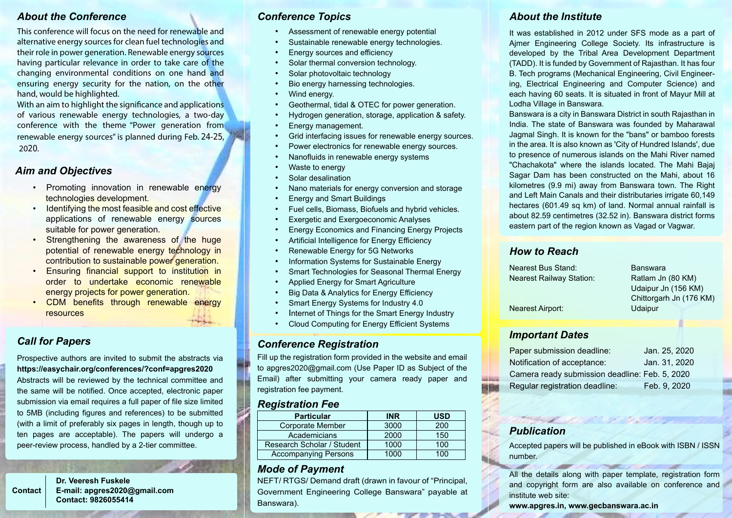## About the Conference

This conference will focus on the need for renewable and alternative energy sources for clean fuel technologies and their role in power generation. Renewable energy sources having particular relevance in order to take care of the changing environmental conditions on one hand and ensuring energy security for the nation, on the other hand, would be highlighted.

With an aim to highlight the significance and applications of various renewable energy technologies, a two-day conference with the theme "Power generation from renewable energy sources" is planned during Feb. 24-25, 2020.

## Aim and Objectives

- Promoting innovation in renewable energy technologies development.
- Identifying the most feasible and cost effective applications of renewable energy sources suitable for power generation.
- Strengthening the awareness of the huge potential of renewable energy technology in contribution to sustainable power generation.
- Ensuring financial support to institution in order to undertake economic renewable energy projects for power generation.
- CDM benefits through renewable energy resources

## Call for Papers

Prospective authors are invited to submit the abstracts via **https://easychair.org/conferences/?conf=apgres2020**
Abstracts will be reviewed by the technical committee and the same will be notified. Once accepted, electronic paper submission via email requires a full paper of file size limited to 5MB (including figures and references) to be submitted (with a limit of preferably six pages in length, though up to ten pages are acceptable). The papers will undergo a peer-review process, handled by a 2-tier committee.

**Contact**

**Dr. Veeresh Fuskele**
**E-mail: apgres2020@gmail.com**
**Contact: 9826055414**

## Conference Topics

- Assessment of renewable energy potential
- Sustainable renewable energy technologies.
- Energy sources and efficiency
- Solar thermal conversion technology.
- Solar photovoltaic technology
- Bio energy harnessing technologies.
- Wind energy.
- Geothermal, tidal & OTEC for power generation.
- Hydrogen generation, storage, application & safety.
- Energy management.
- Grid interfacing issues for renewable energy sources.
- Power electronics for renewable energy sources.
- Nanofluids in renewable energy systems
- Waste to energy
- Solar desalination
- Nano materials for energy conversion and storage
- Energy and Smart Buildings
- Fuel cells, Biomass, Biofuels and hybrid vehicles.
- Exergetic and Exergoeconomic Analyses
- Energy Economics and Financing Energy Projects
- Artificial Intelligence for Energy Efficiency
- Renewable Energy for 5G Networks
- Information Systems for Sustainable Energy
- Smart Technologies for Seasonal Thermal Energy
- Applied Energy for Smart Agriculture
- Big Data & Analytics for Energy Efficiency
- Smart Energy Systems for Industry 4.0
- Internet of Things for the Smart Energy Industry
- Cloud Computing for Energy Efficient Systems

## Conference Registration

Fill up the registration form provided in the website and email to apgres2020@gmail.com (Use Paper ID as Subject of the Email) after submitting your camera ready paper and registration fee payment.

## Registration Fee

| Particular | INR | USD |
|---|---|---|
| Corporate Member | 3000 | 200 |
| Academicians | 2000 | 150 |
| Research Scholar / Student | 1000 | 100 |
| Accompanying Persons | 1000 | 100 |

## Mode of Payment

NEFT/ RTGS/ Demand draft (drawn in favour of "Principal, Government Engineering College Banswara" payable at Banswara).

## About the Institute

It was established in 2012 under SFS mode as a part of Ajmer Engineering College Society. Its infrastructure is developed by the Tribal Area Development Department (TADD). It is funded by Government of Rajasthan. It has four B. Tech programs (Mechanical Engineering, Civil Engineering, Electrical Engineering and Computer Science) and each having 60 seats. It is situated in front of Mayur Mill at Lodha Village in Banswara.

Banswara is a city in Banswara District in south Rajasthan in India. The state of Banswara was founded by Maharawal Jagmal Singh. It is known for the "bans" or bamboo forests in the area. It is also known as 'City of Hundred Islands', due to presence of numerous islands on the Mahi River named "Chachakota" where the islands located. The Mahi Bajaj Sagar Dam has been constructed on the Mahi, about 16 kilometres (9.9 mi) away from Banswara town. The Right and Left Main Canals and their distributaries irrigate 60,149 hectares (601.49 sq km) of land. Normal annual rainfall is about 82.59 centimetres (32.52 in). Banswara district forms eastern part of the region known as Vagad or Vagwar.

## How to Reach

| | |
|---|---|
| Nearest Bus Stand: | Banswara |
| Nearest Railway Station: | Ratlam Jn (80 KM) |
| | Udaipur Jn (156 KM) |
| | Chittorgarh Jn (176 KM) |
| Nearest Airport: | Udaipur |

## Important Dates

| | |
|---|---|
| Paper submission deadline: | Jan. 25, 2020 |
| Notification of acceptance: | Jan. 31, 2020 |
| Camera ready submission deadline: | Feb. 5, 2020 |
| Regular registration deadline: | Feb. 9, 2020 |

## Publication

Accepted papers will be published in eBook with ISBN / ISSN number.

All the details along with paper template, registration form and copyright form are also available on conference and institute web site:
**www.apgres.in, www.gecbanswara.ac.in**